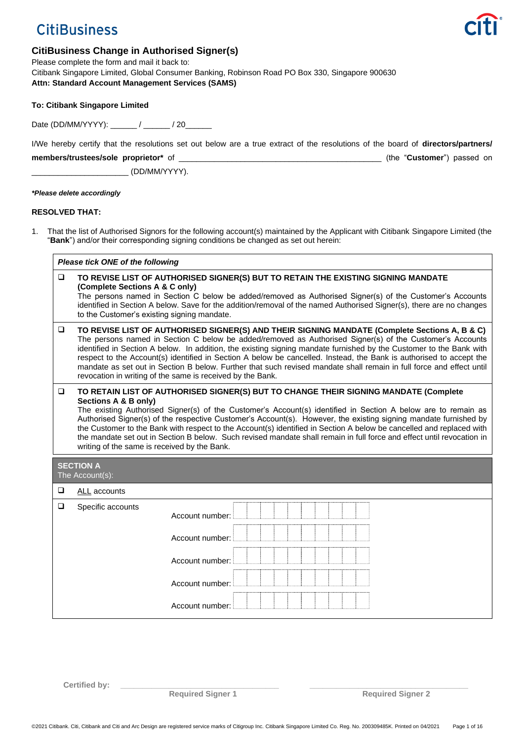CitiBusiness

## CitiBusiness Change in Authorised Signer(s)

Please complete the form and mail it back to:
Citibank Singapore Limited, Global Consumer Banking, Robinson Road PO Box 330, Singapore 900630
**Attn: Standard Account Management Services (SAMS)**

**To: Citibank Singapore Limited**

Date (DD/MM/YYYY): ______ / ______ / 20______

I/We hereby certify that the resolutions set out below are a true extract of the resolutions of the board of **directors/partners/members/trustees/sole proprietor*** of ______________________________________________ (the "**Customer**") passed on ______________________ (DD/MM/YYYY).

***Please delete accordingly***

**RESOLVED THAT:**

1. That the list of Authorised Signors for the following account(s) maintained by the Applicant with Citibank Singapore Limited (the "**Bank**") and/or their corresponding signing conditions be changed as set out herein:

***Please tick ONE of the following***

☐ **TO REVISE LIST OF AUTHORISED SIGNER(S) BUT TO RETAIN THE EXISTING SIGNING MANDATE (Complete Sections A & C only)**
The persons named in Section C below be added/removed as Authorised Signer(s) of the Customer's Accounts identified in Section A below. Save for the addition/removal of the named Authorised Signer(s), there are no changes to the Customer's existing signing mandate.

☐ **TO REVISE LIST OF AUTHORISED SIGNER(S) AND THEIR SIGNING MANDATE (Complete Sections A, B & C)**
The persons named in Section C below be added/removed as Authorised Signer(s) of the Customer's Accounts identified in Section A below. In addition, the existing signing mandate furnished by the Customer to the Bank with respect to the Account(s) identified in Section A below be cancelled. Instead, the Bank is authorised to accept the mandate as set out in Section B below. Further that such revised mandate shall remain in full force and effect until revocation in writing of the same is received by the Bank.

☐ **TO RETAIN LIST OF AUTHORISED SIGNER(S) BUT TO CHANGE THEIR SIGNING MANDATE (Complete Sections A & B only)**
The existing Authorised Signer(s) of the Customer's Account(s) identified in Section A below are to remain as Authorised Signer(s) of the respective Customer's Account(s). However, the existing signing mandate furnished by the Customer to the Bank with respect to the Account(s) identified in Section A below be cancelled and replaced with the mandate set out in Section B below. Such revised mandate shall remain in full force and effect until revocation in writing of the same is received by the Bank.

**SECTION A**
The Account(s):

☐ ALL accounts

☐ Specific accounts

Account number: ___________

Account number: ___________

Account number: ___________

Account number: ___________

Account number: ___________

**Certified by:**

______________________________
**Required Signer 1**

______________________________
**Required Signer 2**

©2021 Citibank. Citi, Citibank and Citi and Arc Design are registered service marks of Citigroup Inc. Citibank Singapore Limited Co. Reg. No. 200309485K. Printed on 04/2021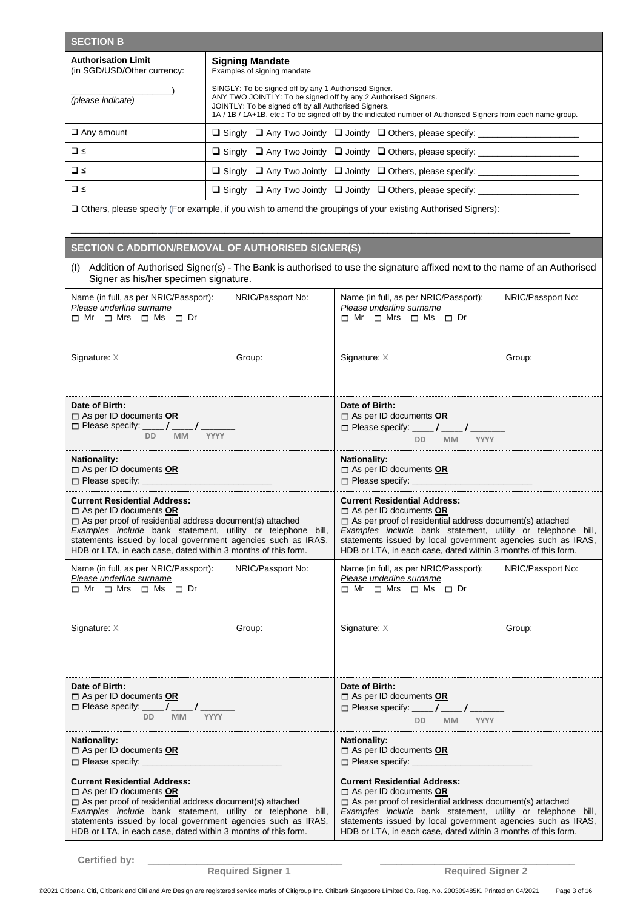## SECTION B

| Authorisation Limit (in SGD/USD/Other currency: ____________) *(please indicate)* | Signing Mandate<br>Examples of signing mandate<br>SINGLY: To be signed off by any 1 Authorised Signer.<br>ANY TWO JOINTLY: To be signed off by any 2 Authorised Signers.<br>JOINTLY: To be signed off by all Authorised Signers.<br>1A / 1B / 1A+1B, etc.: To be signed off by the indicated number of Authorised Signers from each name group. |
|---|---|
| ☐ Any amount | ☐ Singly ☐ Any Two Jointly ☐ Jointly ☐ Others, please specify: ____________ |
| ☐ ≤ | ☐ Singly ☐ Any Two Jointly ☐ Jointly ☐ Others, please specify: ____________ |
| ☐ ≤ | ☐ Singly ☐ Any Two Jointly ☐ Jointly ☐ Others, please specify: ____________ |
| ☐ ≤ | ☐ Singly ☐ Any Two Jointly ☐ Jointly ☐ Others, please specify: ____________ |

☐ Others, please specify (For example, if you wish to amend the groupings of your existing Authorised Signers):

_______________________________________________

## SECTION C ADDITION/REMOVAL OF AUTHORISED SIGNER(S)

(I) Addition of Authorised Signer(s) - The Bank is authorised to use the signature affixed next to the name of an Authorised Signer as his/her specimen signature.

| | |
|---|---|
| Name (in full, as per NRIC/Passport): NRIC/Passport No:<br>*Please underline surname*<br>☐ Mr ☐ Mrs ☐ Ms ☐ Dr<br><br>Signature: X Group: | Name (in full, as per NRIC/Passport): NRIC/Passport No:<br>*Please underline surname*<br>☐ Mr ☐ Mrs ☐ Ms ☐ Dr<br><br>Signature: X Group: |
| **Date of Birth:**<br>☐ As per ID documents **OR**<br>☐ Please specify: ____ / ____ / ______ (DD MM YYYY) | **Date of Birth:**<br>☐ As per ID documents **OR**<br>☐ Please specify: ____ / ____ / ______ (DD MM YYYY) |
| **Nationality:**<br>☐ As per ID documents **OR**<br>☐ Please specify: ____________ | **Nationality:**<br>☐ As per ID documents **OR**<br>☐ Please specify: ____________ |
| **Current Residential Address:**<br>☐ As per ID documents **OR**<br>☐ As per proof of residential address document(s) attached<br>*Examples include* bank statement, utility or telephone bill, statements issued by local government agencies such as IRAS, HDB or LTA, in each case, dated within 3 months of this form. | **Current Residential Address:**<br>☐ As per ID documents **OR**<br>☐ As per proof of residential address document(s) attached<br>*Examples include* bank statement, utility or telephone bill, statements issued by local government agencies such as IRAS, HDB or LTA, in each case, dated within 3 months of this form. |
| Name (in full, as per NRIC/Passport): NRIC/Passport No:<br>*Please underline surname*<br>☐ Mr ☐ Mrs ☐ Ms ☐ Dr<br><br>Signature: X Group: | Name (in full, as per NRIC/Passport): NRIC/Passport No:<br>*Please underline surname*<br>☐ Mr ☐ Mrs ☐ Ms ☐ Dr<br><br>Signature: X Group: |
| **Date of Birth:**<br>☐ As per ID documents **OR**<br>☐ Please specify: ____ / ____ / ______ (DD MM YYYY) | **Date of Birth:**<br>☐ As per ID documents **OR**<br>☐ Please specify: ____ / ____ / ______ (DD MM YYYY) |
| **Nationality:**<br>☐ As per ID documents **OR**<br>☐ Please specify: ____________ | **Nationality:**<br>☐ As per ID documents **OR**<br>☐ Please specify: ____________ |
| **Current Residential Address:**<br>☐ As per ID documents **OR**<br>☐ As per proof of residential address document(s) attached<br>*Examples include* bank statement, utility or telephone bill, statements issued by local government agencies such as IRAS, HDB or LTA, in each case, dated within 3 months of this form. | **Current Residential Address:**<br>☐ As per ID documents **OR**<br>☐ As per proof of residential address document(s) attached<br>*Examples include* bank statement, utility or telephone bill, statements issued by local government agencies such as IRAS, HDB or LTA, in each case, dated within 3 months of this form. |

**Certified by:** ______________________ ______________________

Required Signer 1 Required Signer 2

©2021 Citibank. Citi, Citibank and Citi and Arc Design are registered service marks of Citigroup Inc. Citibank Singapore Limited Co. Reg. No. 200309485K. Printed on 04/2021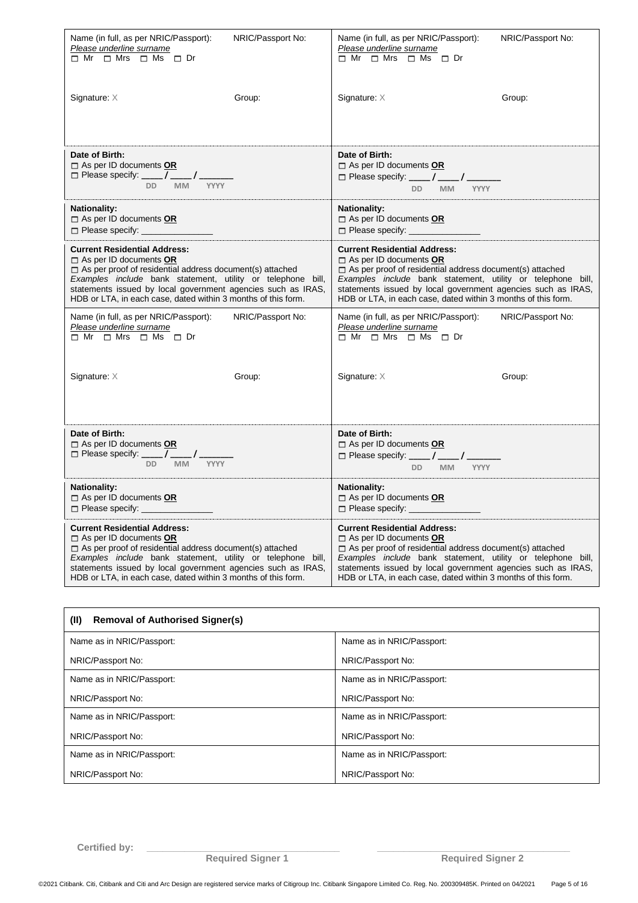| Signer details | Signer details |
| --- | --- |
| Name (in full, as per NRIC/Passport): *Please underline surname* ☐ Mr ☐ Mrs ☐ Ms ☐ Dr<br>NRIC/Passport No:<br>Signature: X<br>Group: | Name (in full, as per NRIC/Passport): *Please underline surname* ☐ Mr ☐ Mrs ☐ Ms ☐ Dr<br>NRIC/Passport No:<br>Signature: X<br>Group: |
| **Date of Birth:**<br>☐ As per ID documents **OR**<br>☐ Please specify: ____ / ____ / ______ (DD MM YYYY) | **Date of Birth:**<br>☐ As per ID documents **OR**<br>☐ Please specify: ____ / ____ / ______ (DD MM YYYY) |
| **Nationality:**<br>☐ As per ID documents **OR**<br>☐ Please specify: ______________ | **Nationality:**<br>☐ As per ID documents **OR**<br>☐ Please specify: ______________ |
| **Current Residential Address:**<br>☐ As per ID documents **OR**<br>☐ As per proof of residential address document(s) attached<br>*Examples include* bank statement, utility or telephone bill, statements issued by local government agencies such as IRAS, HDB or LTA, in each case, dated within 3 months of this form. | **Current Residential Address:**<br>☐ As per ID documents **OR**<br>☐ As per proof of residential address document(s) attached<br>*Examples include* bank statement, utility or telephone bill, statements issued by local government agencies such as IRAS, HDB or LTA, in each case, dated within 3 months of this form. |
| Name (in full, as per NRIC/Passport): *Please underline surname* ☐ Mr ☐ Mrs ☐ Ms ☐ Dr<br>NRIC/Passport No:<br>Signature: X<br>Group: | Name (in full, as per NRIC/Passport): *Please underline surname* ☐ Mr ☐ Mrs ☐ Ms ☐ Dr<br>NRIC/Passport No:<br>Signature: X<br>Group: |
| **Date of Birth:**<br>☐ As per ID documents **OR**<br>☐ Please specify: ____ / ____ / ______ (DD MM YYYY) | **Date of Birth:**<br>☐ As per ID documents **OR**<br>☐ Please specify: ____ / ____ / ______ (DD MM YYYY) |
| **Nationality:**<br>☐ As per ID documents **OR**<br>☐ Please specify: ______________ | **Nationality:**<br>☐ As per ID documents **OR**<br>☐ Please specify: ______________ |
| **Current Residential Address:**<br>☐ As per ID documents **OR**<br>☐ As per proof of residential address document(s) attached<br>*Examples include* bank statement, utility or telephone bill, statements issued by local government agencies such as IRAS, HDB or LTA, in each case, dated within 3 months of this form. | **Current Residential Address:**<br>☐ As per ID documents **OR**<br>☐ As per proof of residential address document(s) attached<br>*Examples include* bank statement, utility or telephone bill, statements issued by local government agencies such as IRAS, HDB or LTA, in each case, dated within 3 months of this form. |

## (II) Removal of Authorised Signer(s)

| Signer | Signer |
| --- | --- |
| Name as in NRIC/Passport:<br>NRIC/Passport No: | Name as in NRIC/Passport:<br>NRIC/Passport No: |
| Name as in NRIC/Passport:<br>NRIC/Passport No: | Name as in NRIC/Passport:<br>NRIC/Passport No: |
| Name as in NRIC/Passport:<br>NRIC/Passport No: | Name as in NRIC/Passport:<br>NRIC/Passport No: |
| Name as in NRIC/Passport:<br>NRIC/Passport No: | Name as in NRIC/Passport:<br>NRIC/Passport No: |

**Certified by:** ______________________ **Required Signer 1** ______________________ **Required Signer 2**

©2021 Citibank. Citi, Citibank and Citi and Arc Design are registered service marks of Citigroup Inc. Citibank Singapore Limited Co. Reg. No. 200309485K. Printed on 04/2021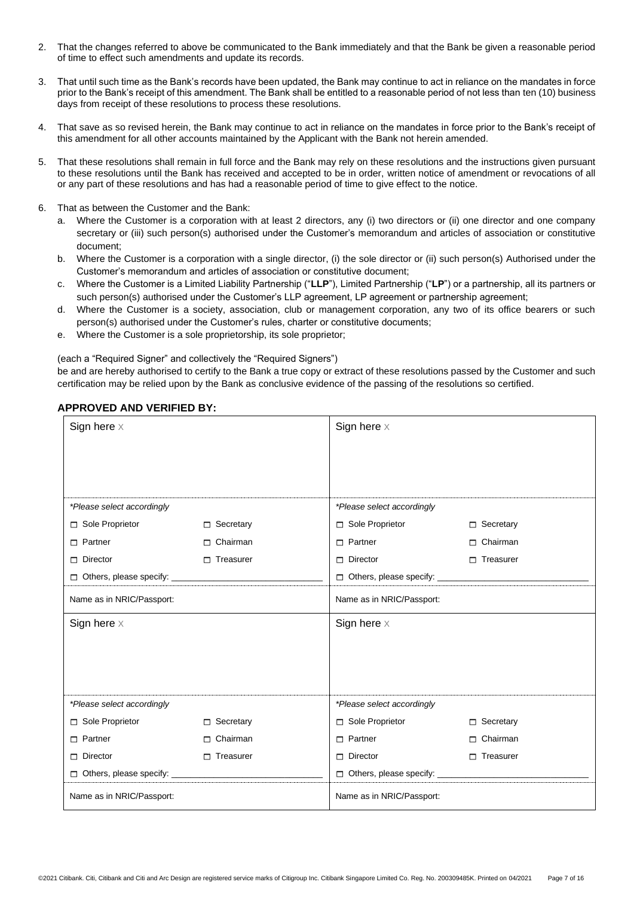2. That the changes referred to above be communicated to the Bank immediately and that the Bank be given a reasonable period of time to effect such amendments and update its records.

3. That until such time as the Bank's records have been updated, the Bank may continue to act in reliance on the mandates in force prior to the Bank's receipt of this amendment. The Bank shall be entitled to a reasonable period of not less than ten (10) business days from receipt of these resolutions to process these resolutions.

4. That save as so revised herein, the Bank may continue to act in reliance on the mandates in force prior to the Bank's receipt of this amendment for all other accounts maintained by the Applicant with the Bank not herein amended.

5. That these resolutions shall remain in full force and the Bank may rely on these resolutions and the instructions given pursuant to these resolutions until the Bank has received and accepted to be in order, written notice of amendment or revocations of all or any part of these resolutions and has had a reasonable period of time to give effect to the notice.

6. That as between the Customer and the Bank:
   a. Where the Customer is a corporation with at least 2 directors, any (i) two directors or (ii) one director and one company secretary or (iii) such person(s) authorised under the Customer's memorandum and articles of association or constitutive document;
   b. Where the Customer is a corporation with a single director, (i) the sole director or (ii) such person(s) Authorised under the Customer's memorandum and articles of association or constitutive document;
   c. Where the Customer is a Limited Liability Partnership ("**LLP**"), Limited Partnership ("**LP**") or a partnership, all its partners or such person(s) authorised under the Customer's LLP agreement, LP agreement or partnership agreement;
   d. Where the Customer is a society, association, club or management corporation, any two of its office bearers or such person(s) authorised under the Customer's rules, charter or constitutive documents;
   e. Where the Customer is a sole proprietorship, its sole proprietor;

   (each a "Required Signer" and collectively the "Required Signers")
   be and are hereby authorised to certify to the Bank a true copy or extract of these resolutions passed by the Customer and such certification may be relied upon by the Bank as conclusive evidence of the passing of the resolutions so certified.

**APPROVED AND VERIFIED BY:**

| Sign here X | Sign here X |
|---|---|
| *\*Please select accordingly* | *\*Please select accordingly* |
| ☐ Sole Proprietor ☐ Secretary | ☐ Sole Proprietor ☐ Secretary |
| ☐ Partner ☐ Chairman | ☐ Partner ☐ Chairman |
| ☐ Director ☐ Treasurer | ☐ Director ☐ Treasurer |
| ☐ Others, please specify: ______________ | ☐ Others, please specify: ______________ |
| Name as in NRIC/Passport: | Name as in NRIC/Passport: |
| Sign here X | Sign here X |
| *\*Please select accordingly* | *\*Please select accordingly* |
| ☐ Sole Proprietor ☐ Secretary | ☐ Sole Proprietor ☐ Secretary |
| ☐ Partner ☐ Chairman | ☐ Partner ☐ Chairman |
| ☐ Director ☐ Treasurer | ☐ Director ☐ Treasurer |
| ☐ Others, please specify: ______________ | ☐ Others, please specify: ______________ |
| Name as in NRIC/Passport: | Name as in NRIC/Passport: |

©2021 Citibank. Citi, Citibank and Citi and Arc Design are registered service marks of Citigroup Inc. Citibank Singapore Limited Co. Reg. No. 200309485K. Printed on 04/2021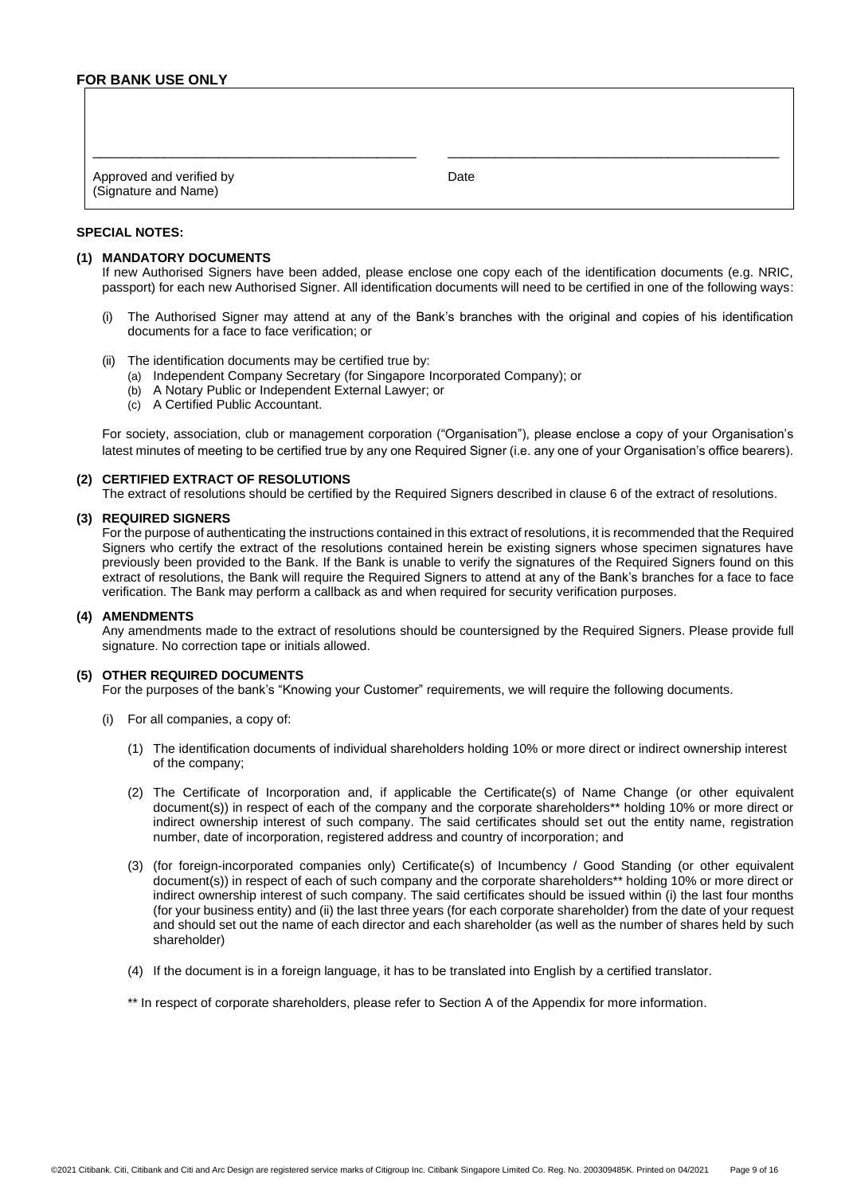**FOR BANK USE ONLY**

| | |
|---|---|
| Approved and verified by (Signature and Name) | Date |

**SPECIAL NOTES:**

**(1) MANDATORY DOCUMENTS**

If new Authorised Signers have been added, please enclose one copy each of the identification documents (e.g. NRIC, passport) for each new Authorised Signer. All identification documents will need to be certified in one of the following ways:

(i) The Authorised Signer may attend at any of the Bank's branches with the original and copies of his identification documents for a face to face verification; or

(ii) The identification documents may be certified true by:
   (a) Independent Company Secretary (for Singapore Incorporated Company); or
   (b) A Notary Public or Independent External Lawyer; or
   (c) A Certified Public Accountant.

For society, association, club or management corporation ("Organisation"), please enclose a copy of your Organisation's latest minutes of meeting to be certified true by any one Required Signer (i.e. any one of your Organisation's office bearers).

**(2) CERTIFIED EXTRACT OF RESOLUTIONS**

The extract of resolutions should be certified by the Required Signers described in clause 6 of the extract of resolutions.

**(3) REQUIRED SIGNERS**

For the purpose of authenticating the instructions contained in this extract of resolutions, it is recommended that the Required Signers who certify the extract of the resolutions contained herein be existing signers whose specimen signatures have previously been provided to the Bank. If the Bank is unable to verify the signatures of the Required Signers found on this extract of resolutions, the Bank will require the Required Signers to attend at any of the Bank's branches for a face to face verification. The Bank may perform a callback as and when required for security verification purposes.

**(4) AMENDMENTS**

Any amendments made to the extract of resolutions should be countersigned by the Required Signers. Please provide full signature. No correction tape or initials allowed.

**(5) OTHER REQUIRED DOCUMENTS**

For the purposes of the bank's "Knowing your Customer" requirements, we will require the following documents.

(i) For all companies, a copy of:

(1) The identification documents of individual shareholders holding 10% or more direct or indirect ownership interest of the company;

(2) The Certificate of Incorporation and, if applicable the Certificate(s) of Name Change (or other equivalent document(s)) in respect of each of the company and the corporate shareholders** holding 10% or more direct or indirect ownership interest of such company. The said certificates should set out the entity name, registration number, date of incorporation, registered address and country of incorporation; and

(3) (for foreign-incorporated companies only) Certificate(s) of Incumbency / Good Standing (or other equivalent document(s)) in respect of each of such company and the corporate shareholders** holding 10% or more direct or indirect ownership interest of such company. The said certificates should be issued within (i) the last four months (for your business entity) and (ii) the last three years (for each corporate shareholder) from the date of your request and should set out the name of each director and each shareholder (as well as the number of shares held by such shareholder)

(4) If the document is in a foreign language, it has to be translated into English by a certified translator.

** In respect of corporate shareholders, please refer to Section A of the Appendix for more information.

©2021 Citibank. Citi, Citibank and Citi and Arc Design are registered service marks of Citigroup Inc. Citibank Singapore Limited Co. Reg. No. 200309485K. Printed on 04/2021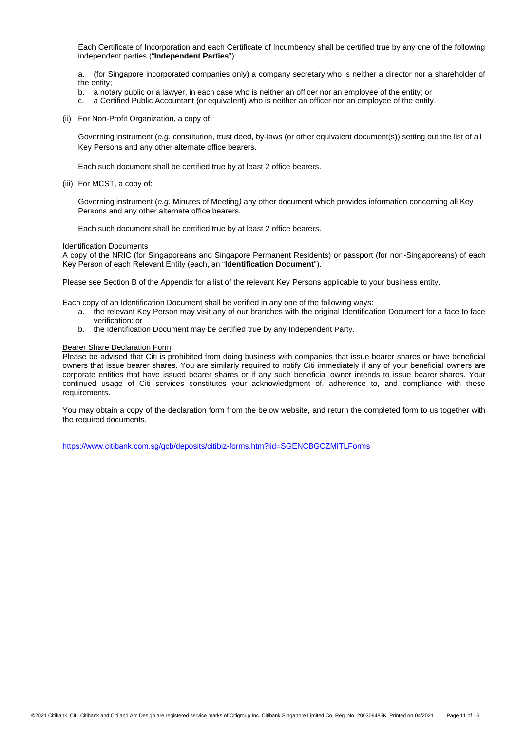Each Certificate of Incorporation and each Certificate of Incumbency shall be certified true by any one of the following independent parties ("**Independent Parties**"):

a. (for Singapore incorporated companies only) a company secretary who is neither a director nor a shareholder of the entity;
b. a notary public or a lawyer, in each case who is neither an officer nor an employee of the entity; or
c. a Certified Public Accountant (or equivalent) who is neither an officer nor an employee of the entity.

(ii) For Non-Profit Organization, a copy of:

Governing instrument (*e.g.* constitution, trust deed, by-laws (or other equivalent document(s)) setting out the list of all Key Persons and any other alternate office bearers.

Each such document shall be certified true by at least 2 office bearers.

(iii) For MCST, a copy of:

Governing instrument (*e.g.* Minutes of Meeting*)* any other document which provides information concerning all Key Persons and any other alternate office bearers.

Each such document shall be certified true by at least 2 office bearers.

<u>Identification Documents</u>

A copy of the NRIC (for Singaporeans and Singapore Permanent Residents) or passport (for non-Singaporeans) of each Key Person of each Relevant Entity (each, an "**Identification Document**").

Please see Section B of the Appendix for a list of the relevant Key Persons applicable to your business entity.

Each copy of an Identification Document shall be verified in any one of the following ways:

a. the relevant Key Person may visit any of our branches with the original Identification Document for a face to face verification: or
b. the Identification Document may be certified true by any Independent Party.

<u>Bearer Share Declaration Form</u>

Please be advised that Citi is prohibited from doing business with companies that issue bearer shares or have beneficial owners that issue bearer shares. You are similarly required to notify Citi immediately if any of your beneficial owners are corporate entities that have issued bearer shares or if any such beneficial owner intends to issue bearer shares. Your continued usage of Citi services constitutes your acknowledgment of, adherence to, and compliance with these requirements.

You may obtain a copy of the declaration form from the below website, and return the completed form to us together with the required documents.

https://www.citibank.com.sg/gcb/deposits/citibiz-forms.htm?lid=SGENCBGCZMITLForms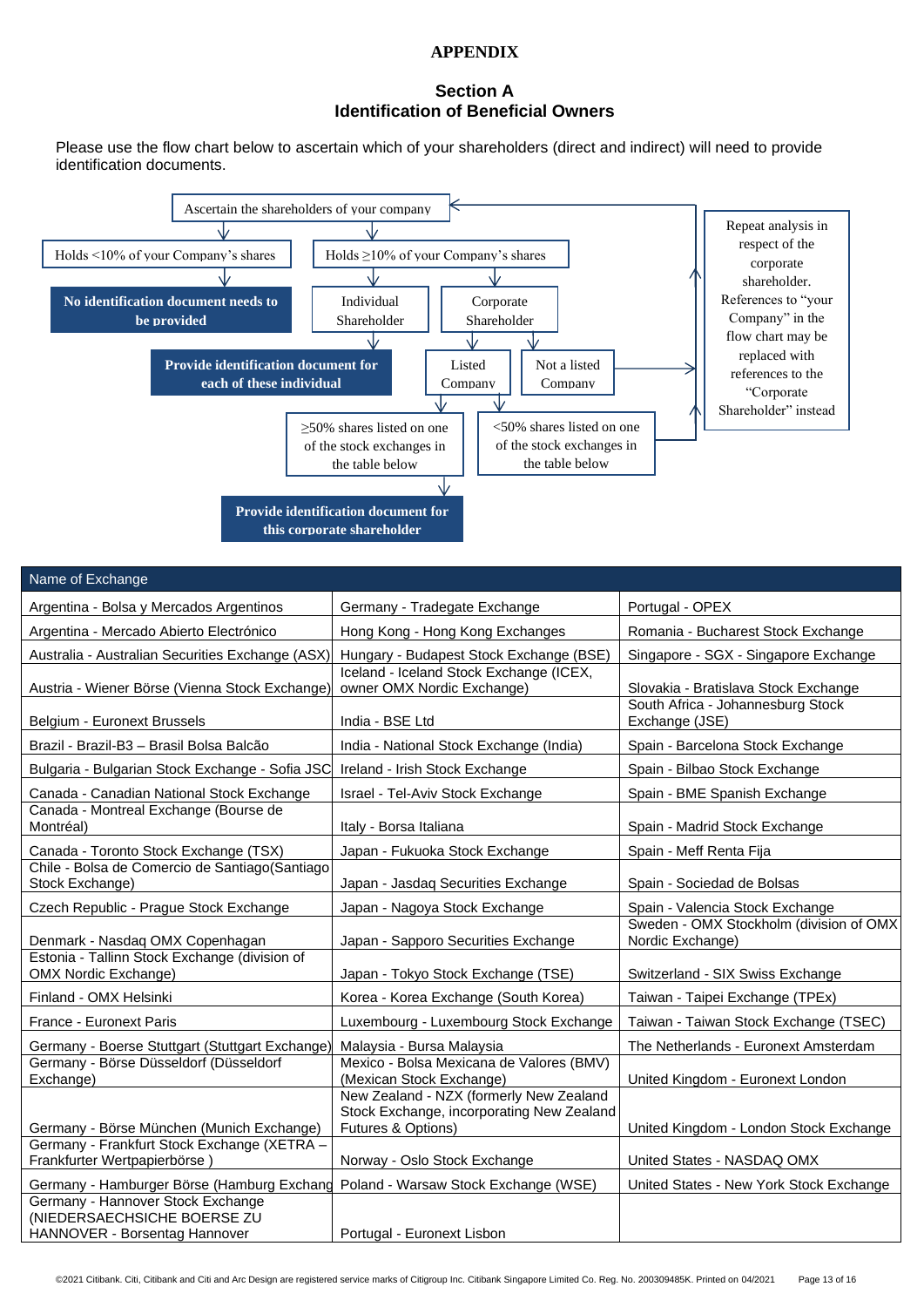# APPENDIX

## Section A
## Identification of Beneficial Owners

Please use the flow chart below to ascertain which of your shareholders (direct and indirect) will need to provide identification documents.

Ascertain the shareholders of your company

- Holds <10% of your Company's shares
  - **No identification document needs to be provided**
- Holds ≥10% of your Company's shares
  - Individual Shareholder
    - **Provide identification document for each of these individual**
  - Corporate Shareholder
    - Listed Company
      - ≥50% shares listed on one of the stock exchanges in the table below
        - **Provide identification document for this corporate shareholder**
      - <50% shares listed on one of the stock exchanges in the table below
        - Repeat analysis in respect of the corporate shareholder.
    - Not a listed Company
      - Repeat analysis in respect of the corporate shareholder.

Repeat analysis in respect of the corporate shareholder. References to "your Company" in the flow chart may be replaced with references to the "Corporate Shareholder" instead

| Name of Exchange | | |
|---|---|---|
| Argentina - Bolsa y Mercados Argentinos | Germany - Tradegate Exchange | Portugal - OPEX |
| Argentina - Mercado Abierto Electrónico | Hong Kong - Hong Kong Exchanges | Romania - Bucharest Stock Exchange |
| Australia - Australian Securities Exchange (ASX) | Hungary - Budapest Stock Exchange (BSE) | Singapore - SGX - Singapore Exchange |
| Austria - Wiener Börse (Vienna Stock Exchange) | Iceland - Iceland Stock Exchange (ICEX, owner OMX Nordic Exchange) | Slovakia - Bratislava Stock Exchange |
| Belgium - Euronext Brussels | India - BSE Ltd | South Africa - Johannesburg Stock Exchange (JSE) |
| Brazil - Brazil-B3 – Brasil Bolsa Balcão | India - National Stock Exchange (India) | Spain - Barcelona Stock Exchange |
| Bulgaria - Bulgarian Stock Exchange - Sofia JSC | Ireland - Irish Stock Exchange | Spain - Bilbao Stock Exchange |
| Canada - Canadian National Stock Exchange | Israel - Tel-Aviv Stock Exchange | Spain - BME Spanish Exchange |
| Canada - Montreal Exchange (Bourse de Montréal) | Italy - Borsa Italiana | Spain - Madrid Stock Exchange |
| Canada - Toronto Stock Exchange (TSX) | Japan - Fukuoka Stock Exchange | Spain - Meff Renta Fija |
| Chile - Bolsa de Comercio de Santiago(Santiago Stock Exchange) | Japan - Jasdaq Securities Exchange | Spain - Sociedad de Bolsas |
| Czech Republic - Prague Stock Exchange | Japan - Nagoya Stock Exchange | Spain - Valencia Stock Exchange |
| Denmark - Nasdaq OMX Copenhagan | Japan - Sapporo Securities Exchange | Sweden - OMX Stockholm (division of OMX Nordic Exchange) |
| Estonia - Tallinn Stock Exchange (division of OMX Nordic Exchange) | Japan - Tokyo Stock Exchange (TSE) | Switzerland - SIX Swiss Exchange |
| Finland - OMX Helsinki | Korea - Korea Exchange (South Korea) | Taiwan - Taipei Exchange (TPEx) |
| France - Euronext Paris | Luxembourg - Luxembourg Stock Exchange | Taiwan - Taiwan Stock Exchange (TSEC) |
| Germany - Boerse Stuttgart (Stuttgart Exchange) | Malaysia - Bursa Malaysia | The Netherlands - Euronext Amsterdam |
| Germany - Börse Düsseldorf (Düsseldorf Exchange) | Mexico - Bolsa Mexicana de Valores (BMV) (Mexican Stock Exchange) | United Kingdom - Euronext London |
| Germany - Börse München (Munich Exchange) | New Zealand - NZX (formerly New Zealand Stock Exchange, incorporating New Zealand Futures & Options) | United Kingdom - London Stock Exchange |
| Germany - Frankfurt Stock Exchange (XETRA – Frankfurter Wertpapierbörse ) | Norway - Oslo Stock Exchange | United States - NASDAQ OMX |
| Germany - Hamburger Börse (Hamburg Exchang | Poland - Warsaw Stock Exchange (WSE) | United States - New York Stock Exchange |
| Germany - Hannover Stock Exchange (NIEDERSAECHSICHE BOERSE ZU HANNOVER - Borsentag Hannover | Portugal - Euronext Lisbon | |

©2021 Citibank. Citi, Citibank and Citi and Arc Design are registered service marks of Citigroup Inc. Citibank Singapore Limited Co. Reg. No. 200309485K. Printed on 04/2021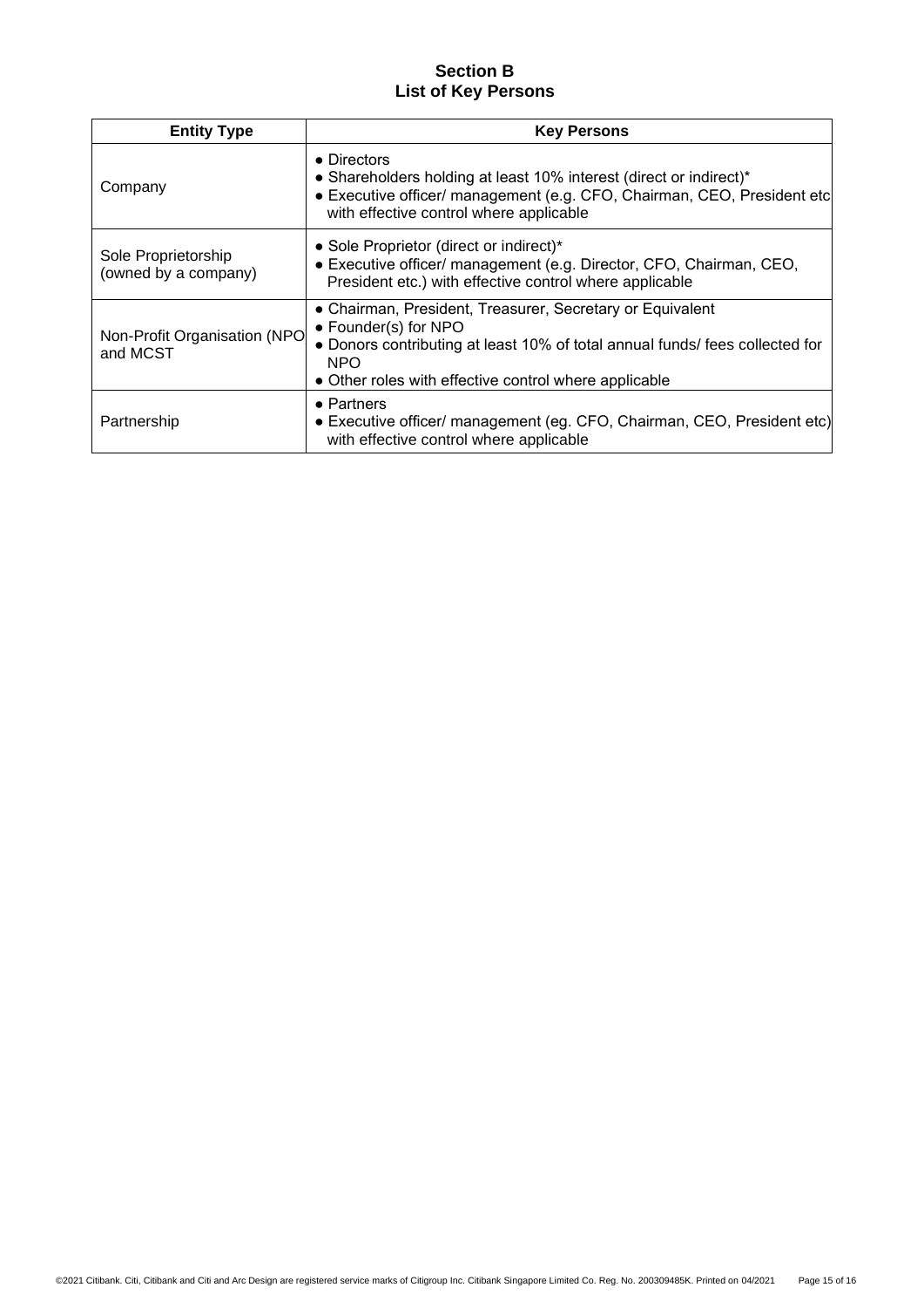# Section B
## List of Key Persons

| Entity Type | Key Persons |
|---|---|
| Company | ● Directors<br>● Shareholders holding at least 10% interest (direct or indirect)*<br>● Executive officer/ management (e.g. CFO, Chairman, CEO, President etc with effective control where applicable |
| Sole Proprietorship (owned by a company) | ● Sole Proprietor (direct or indirect)*<br>● Executive officer/ management (e.g. Director, CFO, Chairman, CEO, President etc.) with effective control where applicable |
| Non-Profit Organisation (NPO and MCST | ● Chairman, President, Treasurer, Secretary or Equivalent<br>● Founder(s) for NPO<br>● Donors contributing at least 10% of total annual funds/ fees collected for NPO<br>● Other roles with effective control where applicable |
| Partnership | ● Partners<br>● Executive officer/ management (eg. CFO, Chairman, CEO, President etc) with effective control where applicable |

©2021 Citibank. Citi, Citibank and Citi and Arc Design are registered service marks of Citigroup Inc. Citibank Singapore Limited Co. Reg. No. 200309485K. Printed on 04/2021